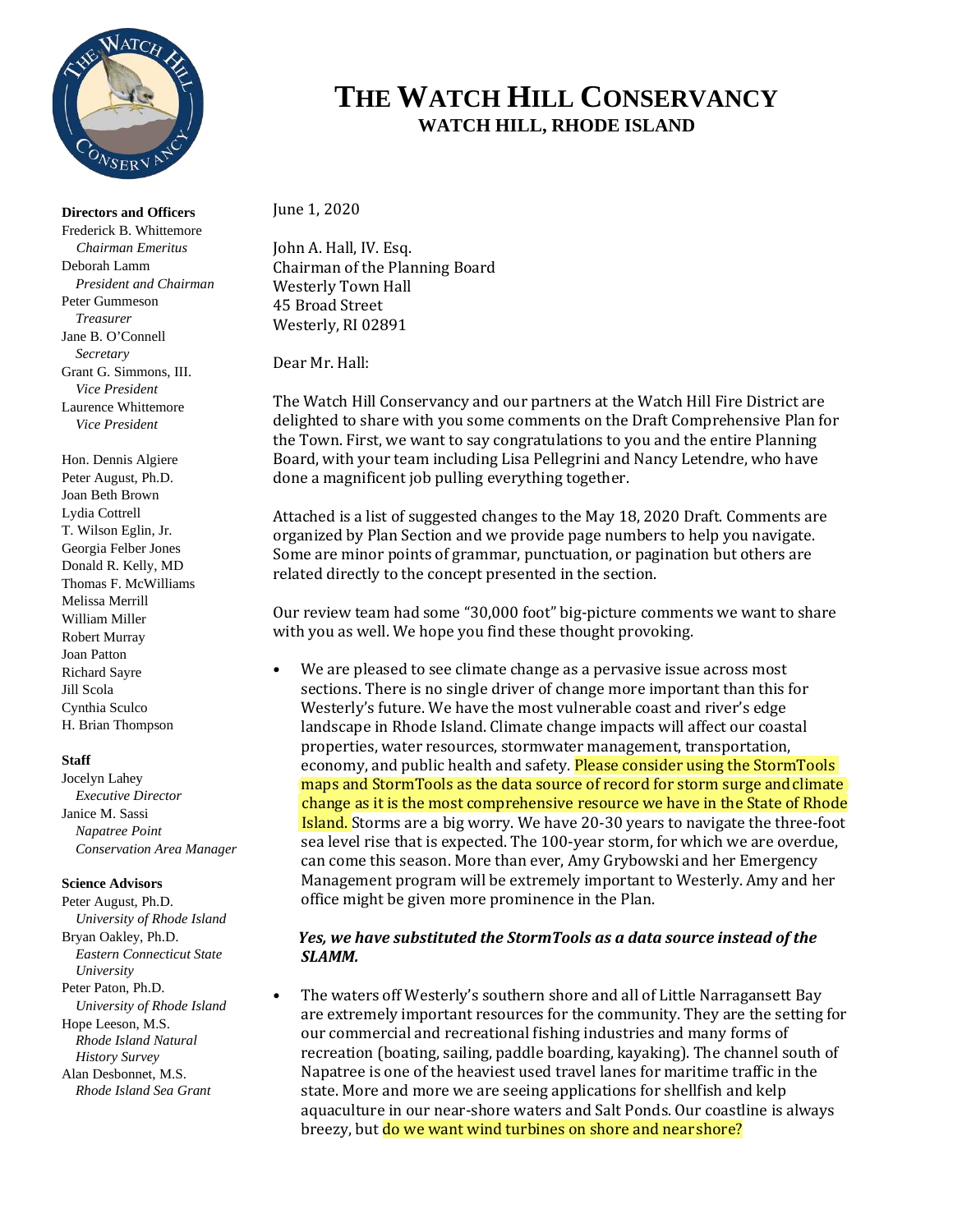# THE WATCH HILL CONSERVANCY

**WATCH HILL, RHODE ISLAND**

**Directors and Officers**

Frederick B. Whittemore
*Chairman Emeritus*
Deborah Lamm
*President and Chairman*
Peter Gummeson
*Treasurer*
Jane B. O'Connell
*Secretary*
Grant G. Simmons, III.
*Vice President*
Laurence Whittemore
*Vice President*

Hon. Dennis Algiere
Peter August, Ph.D.
Joan Beth Brown
Lydia Cottrell
T. Wilson Eglin, Jr.
Georgia Felber Jones
Donald R. Kelly, MD
Thomas F. McWilliams
Melissa Merrill
William Miller
Robert Murray
Joan Patton
Richard Sayre
Jill Scola
Cynthia Sculco
H. Brian Thompson

**Staff**

Jocelyn Lahey
*Executive Director*
Janice M. Sassi
*Napatree Point Conservation Area Manager*

**Science Advisors**

Peter August, Ph.D.
*University of Rhode Island*
Bryan Oakley, Ph.D.
*Eastern Connecticut State University*
Peter Paton, Ph.D.
*University of Rhode Island*
Hope Leeson, M.S.
*Rhode Island Natural History Survey*
Alan Desbonnet, M.S.
*Rhode Island Sea Grant*

June 1, 2020

John A. Hall, IV. Esq.
Chairman of the Planning Board
Westerly Town Hall
45 Broad Street
Westerly, RI 02891

Dear Mr. Hall:

The Watch Hill Conservancy and our partners at the Watch Hill Fire District are delighted to share with you some comments on the Draft Comprehensive Plan for the Town. First, we want to say congratulations to you and the entire Planning Board, with your team including Lisa Pellegrini and Nancy Letendre, who have done a magnificent job pulling everything together.

Attached is a list of suggested changes to the May 18, 2020 Draft. Comments are organized by Plan Section and we provide page numbers to help you navigate. Some are minor points of grammar, punctuation, or pagination but others are related directly to the concept presented in the section.

Our review team had some "30,000 foot" big-picture comments we want to share with you as well. We hope you find these thought provoking.

- We are pleased to see climate change as a pervasive issue across most sections. There is no single driver of change more important than this for Westerly's future. We have the most vulnerable coast and river's edge landscape in Rhode Island. Climate change impacts will affect our coastal properties, water resources, stormwater management, transportation, economy, and public health and safety. Please consider using the StormTools maps and StormTools as the data source of record for storm surge and climate change as it is the most comprehensive resource we have in the State of Rhode Island. Storms are a big worry. We have 20-30 years to navigate the three-foot sea level rise that is expected. The 100-year storm, for which we are overdue, can come this season. More than ever, Amy Grybowski and her Emergency Management program will be extremely important to Westerly. Amy and her office might be given more prominence in the Plan.

  ***Yes, we have substituted the StormTools as a data source instead of the SLAMM.***

- The waters off Westerly's southern shore and all of Little Narragansett Bay are extremely important resources for the community. They are the setting for our commercial and recreational fishing industries and many forms of recreation (boating, sailing, paddle boarding, kayaking). The channel south of Napatree is one of the heaviest used travel lanes for maritime traffic in the state. More and more we are seeing applications for shellfish and kelp aquaculture in our near-shore waters and Salt Ponds. Our coastline is always breezy, but do we want wind turbines on shore and near shore?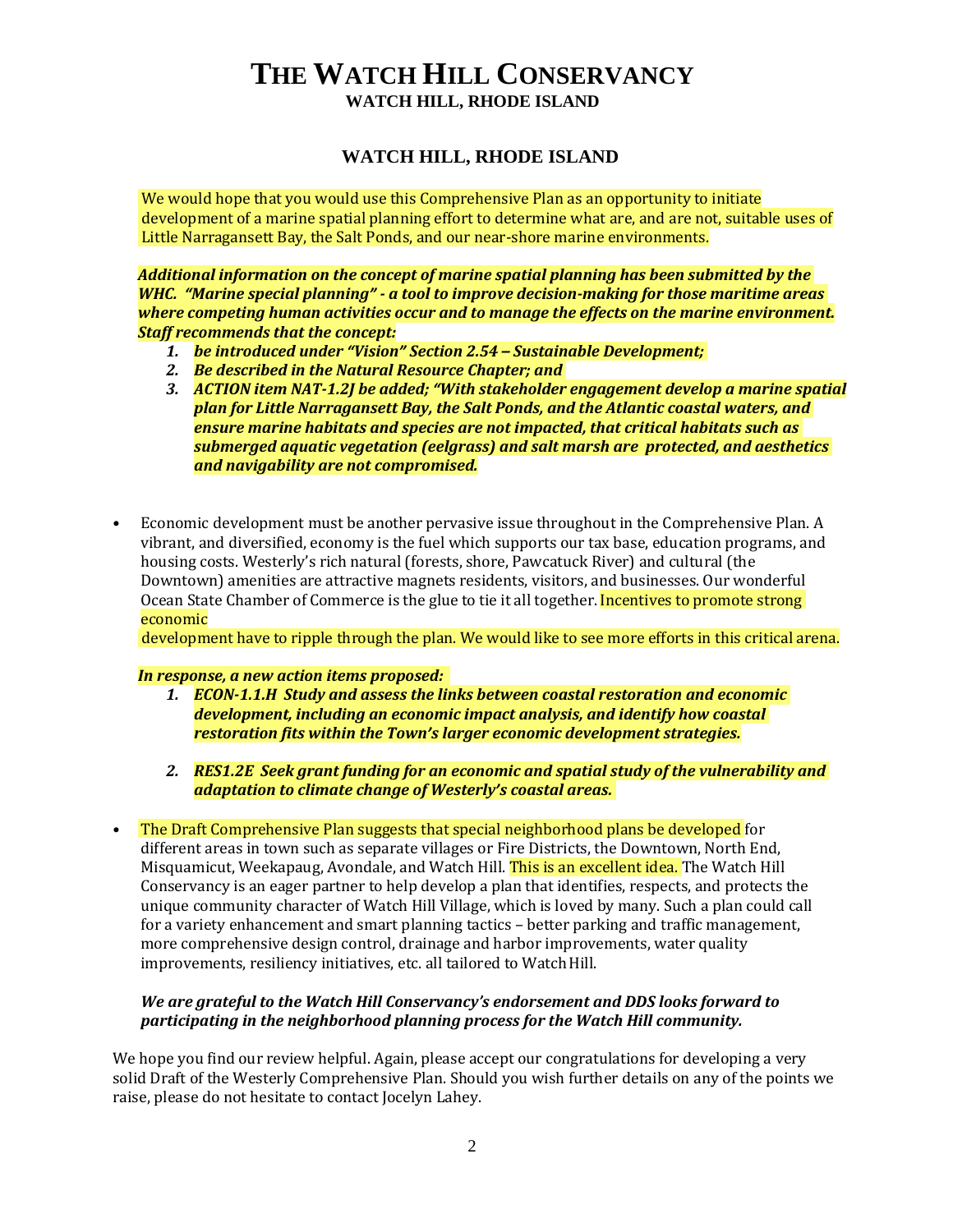# THE WATCH HILL CONSERVANCY

**WATCH HILL, RHODE ISLAND**

## WATCH HILL, RHODE ISLAND

We would hope that you would use this Comprehensive Plan as an opportunity to initiate development of a marine spatial planning effort to determine what are, and are not, suitable uses of Little Narragansett Bay, the Salt Ponds, and our near-shore marine environments.

***Additional information on the concept of marine spatial planning has been submitted by the WHC. "Marine special planning" - a tool to improve decision-making for those maritime areas where competing human activities occur and to manage the effects on the marine environment. Staff recommends that the concept:***

1. ***be introduced under "Vision" Section 2.54 – Sustainable Development;***
2. ***Be described in the Natural Resource Chapter; and***
3. ***ACTION item NAT-1.2J be added; "With stakeholder engagement develop a marine spatial plan for Little Narragansett Bay, the Salt Ponds, and the Atlantic coastal waters, and ensure marine habitats and species are not impacted, that critical habitats such as submerged aquatic vegetation (eelgrass) and salt marsh are protected, and aesthetics and navigability are not compromised.***

- Economic development must be another pervasive issue throughout in the Comprehensive Plan. A vibrant, and diversified, economy is the fuel which supports our tax base, education programs, and housing costs. Westerly's rich natural (forests, shore, Pawcatuck River) and cultural (the Downtown) amenities are attractive magnets residents, visitors, and businesses. Our wonderful Ocean State Chamber of Commerce is the glue to tie it all together. Incentives to promote strong economic development have to ripple through the plan. We would like to see more efforts in this critical arena.

***In response, a new action items proposed:***

1. ***ECON-1.1.H Study and assess the links between coastal restoration and economic development, including an economic impact analysis, and identify how coastal restoration fits within the Town's larger economic development strategies.***

2. ***RES1.2E Seek grant funding for an economic and spatial study of the vulnerability and adaptation to climate change of Westerly's coastal areas.***

- The Draft Comprehensive Plan suggests that special neighborhood plans be developed for different areas in town such as separate villages or Fire Districts, the Downtown, North End, Misquamicut, Weekapaug, Avondale, and Watch Hill. This is an excellent idea. The Watch Hill Conservancy is an eager partner to help develop a plan that identifies, respects, and protects the unique community character of Watch Hill Village, which is loved by many. Such a plan could call for a variety enhancement and smart planning tactics – better parking and traffic management, more comprehensive design control, drainage and harbor improvements, water quality improvements, resiliency initiatives, etc. all tailored to Watch Hill.

***We are grateful to the Watch Hill Conservancy's endorsement and DDS looks forward to participating in the neighborhood planning process for the Watch Hill community.***

We hope you find our review helpful. Again, please accept our congratulations for developing a very solid Draft of the Westerly Comprehensive Plan. Should you wish further details on any of the points we raise, please do not hesitate to contact Jocelyn Lahey.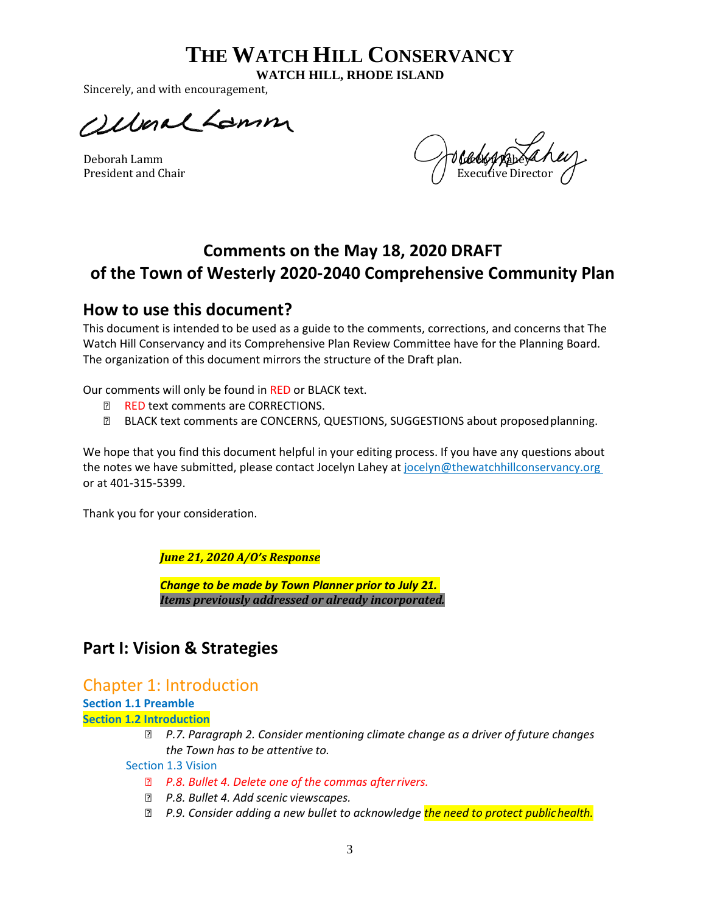# THE WATCH HILL CONSERVANCY

**WATCH HILL, RHODE ISLAND**

Sincerely, and with encouragement,

Deborah Lamm
President and Chair

Jocelyn Lahey
Executive Director

## Comments on the May 18, 2020 DRAFT of the Town of Westerly 2020-2040 Comprehensive Community Plan

## How to use this document?

This document is intended to be used as a guide to the comments, corrections, and concerns that The Watch Hill Conservancy and its Comprehensive Plan Review Committee have for the Planning Board. The organization of this document mirrors the structure of the Draft plan.

Our comments will only be found in RED or BLACK text.

- RED text comments are CORRECTIONS.
- BLACK text comments are CONCERNS, QUESTIONS, SUGGESTIONS about proposed planning.

We hope that you find this document helpful in your editing process. If you have any questions about the notes we have submitted, please contact Jocelyn Lahey at jocelyn@thewatchhillconservancy.org or at 401-315-5399.

Thank you for your consideration.

***June 21, 2020 A/O's Response***

***Change to be made by Town Planner prior to July 21.***
***Items previously addressed or already incorporated.***

## Part I: Vision & Strategies

## Chapter 1: Introduction

**Section 1.1 Preamble**

**Section 1.2 Introduction**

- *P.7. Paragraph 2. Consider mentioning climate change as a driver of future changes the Town has to be attentive to.*

Section 1.3 Vision

- *P.8. Bullet 4. Delete one of the commas after rivers.*
- *P.8. Bullet 4. Add scenic viewscapes.*
- *P.9. Consider adding a new bullet to acknowledge the need to protect public health.*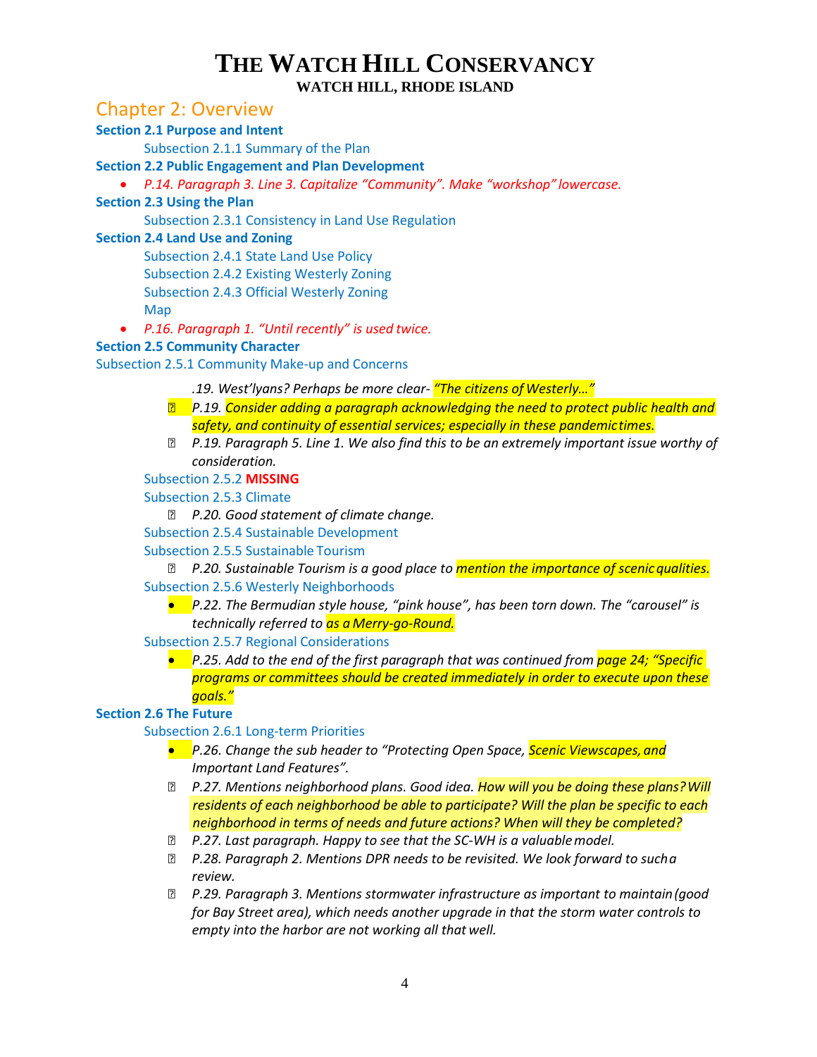# THE WATCH HILL CONSERVANCY

**WATCH HILL, RHODE ISLAND**

## Chapter 2: Overview

**Section 2.1 Purpose and Intent**

Subsection 2.1.1 Summary of the Plan

**Section 2.2 Public Engagement and Plan Development**

- *P.14. Paragraph 3. Line 3. Capitalize "Community". Make "workshop" lowercase.*

**Section 2.3 Using the Plan**

Subsection 2.3.1 Consistency in Land Use Regulation

**Section 2.4 Land Use and Zoning**

Subsection 2.4.1 State Land Use Policy

Subsection 2.4.2 Existing Westerly Zoning

Subsection 2.4.3 Official Westerly Zoning Map

- *P.16. Paragraph 1. "Until recently" is used twice.*

**Section 2.5 Community Character**

Subsection 2.5.1 Community Make-up and Concerns

- *.19. West'lyans? Perhaps be more clear- "The citizens of Westerly…"*
- *P.19. Consider adding a paragraph acknowledging the need to protect public health and safety, and continuity of essential services; especially in these pandemic times.*
- *P.19. Paragraph 5. Line 1. We also find this to be an extremely important issue worthy of consideration.*

Subsection 2.5.2 **MISSING**

Subsection 2.5.3 Climate

- *P.20. Good statement of climate change.*

Subsection 2.5.4 Sustainable Development

Subsection 2.5.5 Sustainable Tourism

- *P.20. Sustainable Tourism is a good place to mention the importance of scenic qualities.*

Subsection 2.5.6 Westerly Neighborhoods

- *P.22. The Bermudian style house, "pink house", has been torn down. The "carousel" is technically referred to as a Merry-go-Round.*

Subsection 2.5.7 Regional Considerations

- *P.25. Add to the end of the first paragraph that was continued from page 24; "Specific programs or committees should be created immediately in order to execute upon these goals."*

**Section 2.6 The Future**

Subsection 2.6.1 Long-term Priorities

- *P.26. Change the sub header to "Protecting Open Space, Scenic Viewscapes, and Important Land Features".*
- *P.27. Mentions neighborhood plans. Good idea. How will you be doing these plans? Will residents of each neighborhood be able to participate? Will the plan be specific to each neighborhood in terms of needs and future actions? When will they be completed?*
- *P.27. Last paragraph. Happy to see that the SC-WH is a valuable model.*
- *P.28. Paragraph 2. Mentions DPR needs to be revisited. We look forward to such a review.*
- *P.29. Paragraph 3. Mentions stormwater infrastructure as important to maintain (good for Bay Street area), which needs another upgrade in that the storm water controls to empty into the harbor are not working all that well.*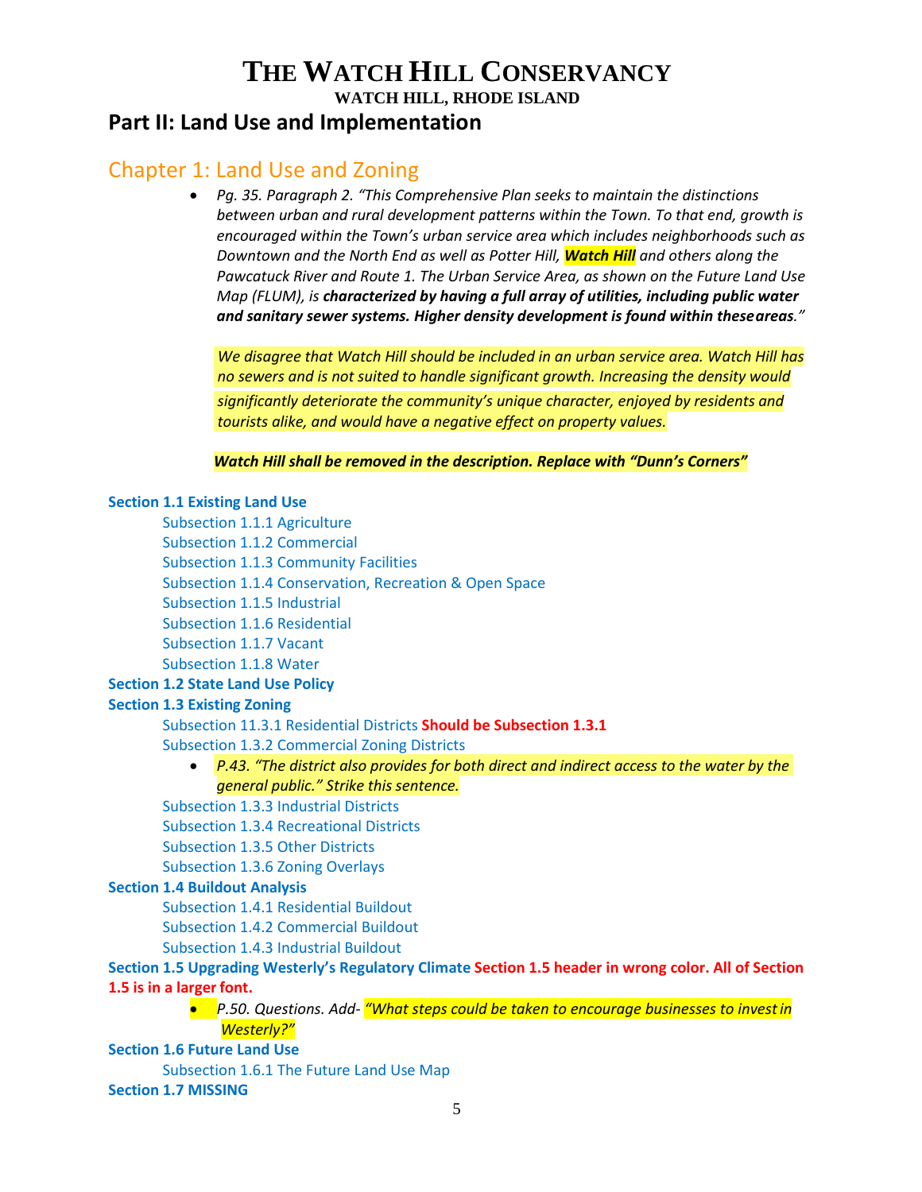# THE WATCH HILL CONSERVANCY

**WATCH HILL, RHODE ISLAND**

## Part II: Land Use and Implementation

## Chapter 1: Land Use and Zoning

- *Pg. 35. Paragraph 2. "This Comprehensive Plan seeks to maintain the distinctions between urban and rural development patterns within the Town. To that end, growth is encouraged within the Town's urban service area which includes neighborhoods such as Downtown and the North End as well as Potter Hill,* ***Watch Hill*** *and others along the Pawcatuck River and Route 1. The Urban Service Area, as shown on the Future Land Use Map (FLUM), is* ***characterized by having a full array of utilities, including public water and sanitary sewer systems. Higher density development is found within these areas****."*

  *We disagree that Watch Hill should be included in an urban service area. Watch Hill has no sewers and is not suited to handle significant growth. Increasing the density would significantly deteriorate the community's unique character, enjoyed by residents and tourists alike, and would have a negative effect on property values.*

  ***Watch Hill shall be removed in the description. Replace with "Dunn's Corners"***

**Section 1.1 Existing Land Use**

- Subsection 1.1.1 Agriculture
- Subsection 1.1.2 Commercial
- Subsection 1.1.3 Community Facilities
- Subsection 1.1.4 Conservation, Recreation & Open Space
- Subsection 1.1.5 Industrial
- Subsection 1.1.6 Residential
- Subsection 1.1.7 Vacant
- Subsection 1.1.8 Water

**Section 1.2 State Land Use Policy**

**Section 1.3 Existing Zoning**

- Subsection 11.3.1 Residential Districts **Should be Subsection 1.3.1**
- Subsection 1.3.2 Commercial Zoning Districts
  - *P.43. "The district also provides for both direct and indirect access to the water by the general public." Strike this sentence.*
- Subsection 1.3.3 Industrial Districts
- Subsection 1.3.4 Recreational Districts
- Subsection 1.3.5 Other Districts
- Subsection 1.3.6 Zoning Overlays

**Section 1.4 Buildout Analysis**

- Subsection 1.4.1 Residential Buildout
- Subsection 1.4.2 Commercial Buildout
- Subsection 1.4.3 Industrial Buildout

**Section 1.5 Upgrading Westerly's Regulatory Climate** **Section 1.5 header in wrong color. All of Section 1.5 is in a larger font.**

- *P.50. Questions. Add- "What steps could be taken to encourage businesses to invest in Westerly?"*

**Section 1.6 Future Land Use**

- Subsection 1.6.1 The Future Land Use Map

**Section 1.7 MISSING**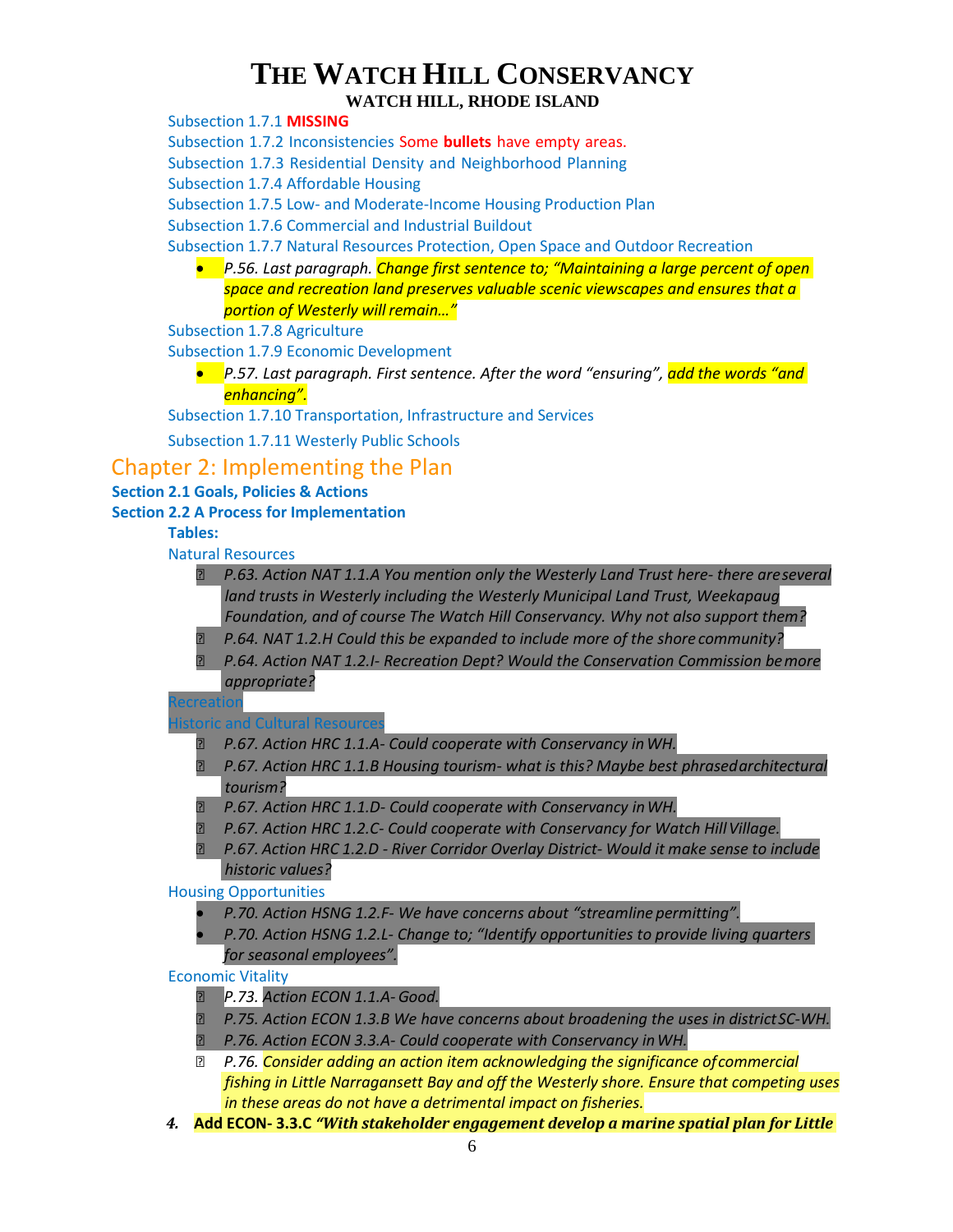# THE WATCH HILL CONSERVANCY

**WATCH HILL, RHODE ISLAND**

Subsection 1.7.1 **MISSING**

Subsection 1.7.2 Inconsistencies Some **bullets** have empty areas.

Subsection 1.7.3 Residential Density and Neighborhood Planning

Subsection 1.7.4 Affordable Housing

Subsection 1.7.5 Low- and Moderate-Income Housing Production Plan

Subsection 1.7.6 Commercial and Industrial Buildout

Subsection 1.7.7 Natural Resources Protection, Open Space and Outdoor Recreation

- *P.56. Last paragraph. Change first sentence to; "Maintaining a large percent of open space and recreation land preserves valuable scenic viewscapes and ensures that a portion of Westerly will remain…"*

Subsection 1.7.8 Agriculture

Subsection 1.7.9 Economic Development

- *P.57. Last paragraph. First sentence. After the word "ensuring", add the words "and enhancing".*

Subsection 1.7.10 Transportation, Infrastructure and Services

Subsection 1.7.11 Westerly Public Schools

## Chapter 2: Implementing the Plan

### Section 2.1 Goals, Policies & Actions

### Section 2.2 A Process for Implementation

**Tables:**

Natural Resources

- *P.63. Action NAT 1.1.A You mention only the Westerly Land Trust here- there are several land trusts in Westerly including the Westerly Municipal Land Trust, Weekapaug Foundation, and of course The Watch Hill Conservancy. Why not also support them?*
- *P.64. NAT 1.2.H Could this be expanded to include more of the shore community?*
- *P.64. Action NAT 1.2.I- Recreation Dept? Would the Conservation Commission be more appropriate?*

Recreation

Historic and Cultural Resources

- *P.67. Action HRC 1.1.A- Could cooperate with Conservancy in WH.*
- *P.67. Action HRC 1.1.B Housing tourism- what is this? Maybe best phrased architectural tourism?*
- *P.67. Action HRC 1.1.D- Could cooperate with Conservancy in WH.*
- *P.67. Action HRC 1.2.C- Could cooperate with Conservancy for Watch Hill Village.*
- *P.67. Action HRC 1.2.D - River Corridor Overlay District- Would it make sense to include historic values?*

Housing Opportunities

- *P.70. Action HSNG 1.2.F- We have concerns about "streamline permitting".*
- *P.70. Action HSNG 1.2.L- Change to; "Identify opportunities to provide living quarters for seasonal employees".*

Economic Vitality

- *P.73. Action ECON 1.1.A- Good.*
- *P.75. Action ECON 1.3.B We have concerns about broadening the uses in district SC-WH.*
- *P.76. Action ECON 3.3.A- Could cooperate with Conservancy in WH.*
- *P.76. Consider adding an action item acknowledging the significance of commercial fishing in Little Narragansett Bay and off the Westerly shore. Ensure that competing uses in these areas do not have a detrimental impact on fisheries.*

4. **Add ECON- 3.3.C *"With stakeholder engagement develop a marine spatial plan for Little***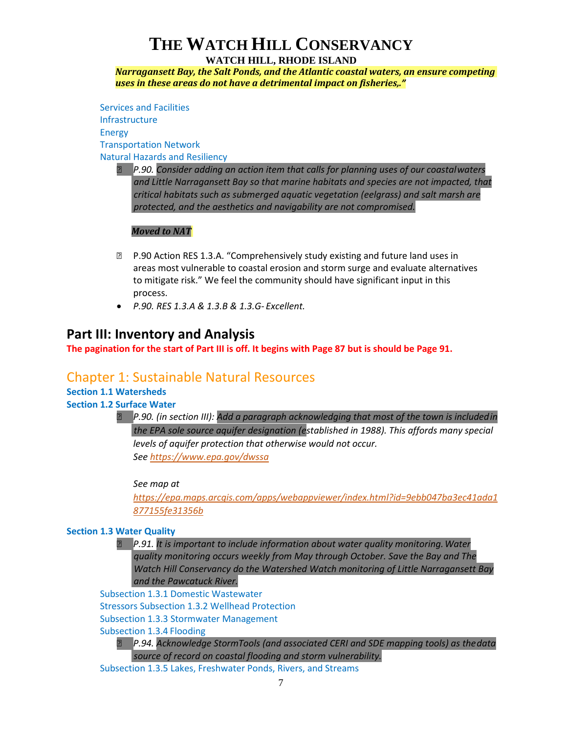*Narragansett Bay, the Salt Ponds, and the Atlantic coastal waters, an ensure competing uses in these areas do not have a detrimental impact on fisheries,."*

Services and Facilities
Infrastructure
Energy
Transportation Network
Natural Hazards and Resiliency

- *P.90. Consider adding an action item that calls for planning uses of our coastal waters and Little Narragansett Bay so that marine habitats and species are not impacted, that critical habitats such as submerged aquatic vegetation (eelgrass) and salt marsh are protected, and the aesthetics and navigability are not compromised.*

  ***Moved to NAT***

- P.90 Action RES 1.3.A. "Comprehensively study existing and future land uses in areas most vulnerable to coastal erosion and storm surge and evaluate alternatives to mitigate risk." We feel the community should have significant input in this process.
- *P.90. RES 1.3.A & 1.3.B & 1.3.G- Excellent.*

## Part III: Inventory and Analysis

**The pagination for the start of Part III is off. It begins with Page 87 but is should be Page 91.**

## Chapter 1: Sustainable Natural Resources

**Section 1.1 Watersheds**

**Section 1.2 Surface Water**

- *P.90. (in section III): Add a paragraph acknowledging that most of the town is included in the EPA sole source aquifer designation (established in 1988). This affords many special levels of aquifer protection that otherwise would not occur.*
  *See https://www.epa.gov/dwssa*

  *See map at https://epa.maps.arcgis.com/apps/webappviewer/index.html?id=9ebb047ba3ec41ada1877155fe31356b*

**Section 1.3 Water Quality**

- *P.91. It is important to include information about water quality monitoring. Water quality monitoring occurs weekly from May through October. Save the Bay and The Watch Hill Conservancy do the Watershed Watch monitoring of Little Narragansett Bay and the Pawcatuck River.*

Subsection 1.3.1 Domestic Wastewater
Stressors Subsection 1.3.2 Wellhead Protection
Subsection 1.3.3 Stormwater Management
Subsection 1.3.4 Flooding

- *P.94. Acknowledge StormTools (and associated CERI and SDE mapping tools) as the data source of record on coastal flooding and storm vulnerability.*

Subsection 1.3.5 Lakes, Freshwater Ponds, Rivers, and Streams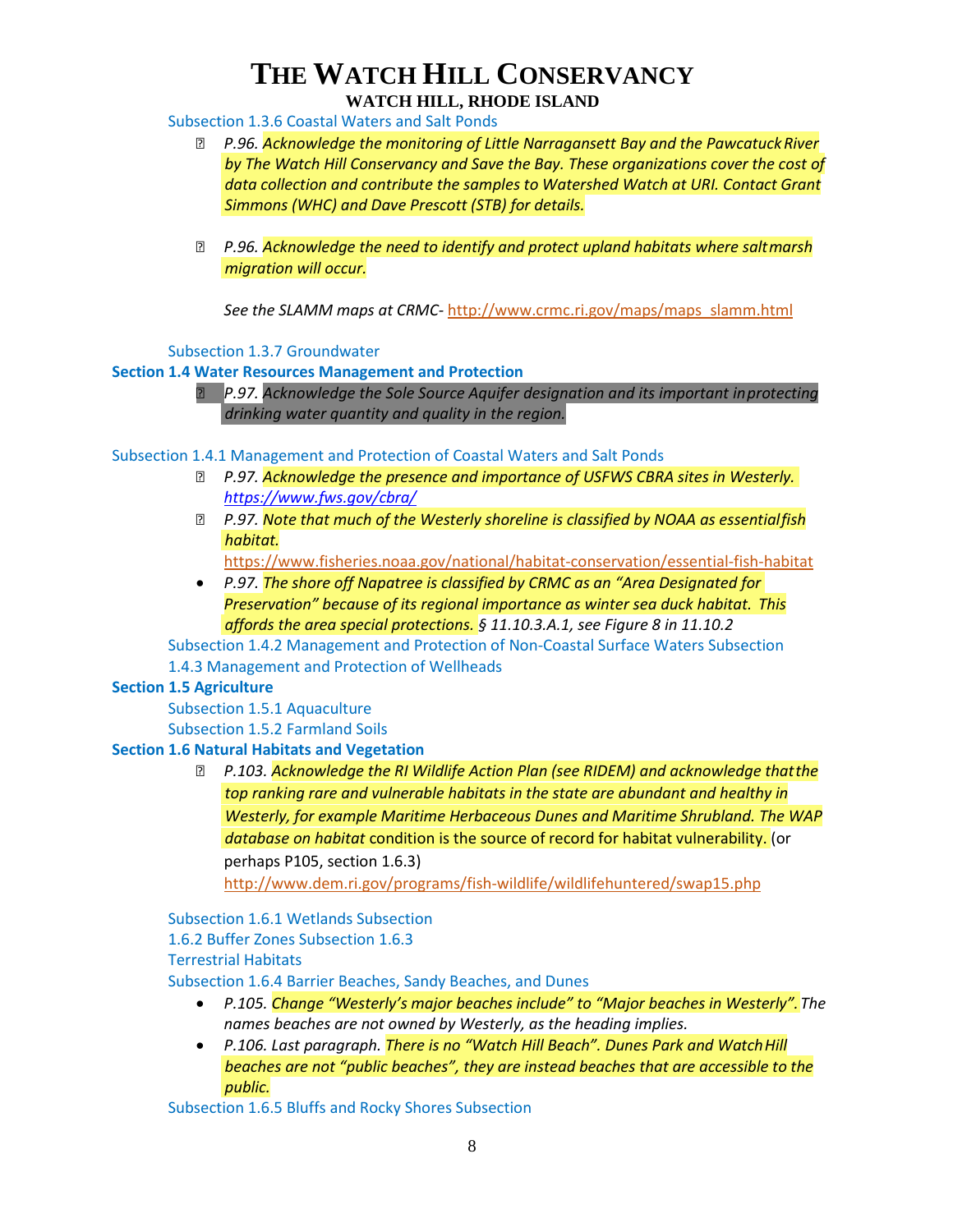Subsection 1.3.6 Coastal Waters and Salt Ponds

- *P.96. Acknowledge the monitoring of Little Narragansett Bay and the Pawcatuck River by The Watch Hill Conservancy and Save the Bay. These organizations cover the cost of data collection and contribute the samples to Watershed Watch at URI. Contact Grant Simmons (WHC) and Dave Prescott (STB) for details.*

- *P.96. Acknowledge the need to identify and protect upland habitats where salt marsh migration will occur.*

  *See the SLAMM maps at CRMC-* http://www.crmc.ri.gov/maps/maps_slamm.html

Subsection 1.3.7 Groundwater

**Section 1.4 Water Resources Management and Protection**

- *P.97. Acknowledge the Sole Source Aquifer designation and its important in protecting drinking water quantity and quality in the region.*

Subsection 1.4.1 Management and Protection of Coastal Waters and Salt Ponds

- *P.97. Acknowledge the presence and importance of USFWS CBRA sites in Westerly.* *https://www.fws.gov/cbra/*
- *P.97. Note that much of the Westerly shoreline is classified by NOAA as essential fish habitat.*
  https://www.fisheries.noaa.gov/national/habitat-conservation/essential-fish-habitat
- *P.97. The shore off Napatree is classified by CRMC as an "Area Designated for Preservation" because of its regional importance as winter sea duck habitat. This affords the area special protections. § 11.10.3.A.1, see Figure 8 in 11.10.2*

Subsection 1.4.2 Management and Protection of Non-Coastal Surface Waters Subsection 1.4.3 Management and Protection of Wellheads

**Section 1.5 Agriculture**

Subsection 1.5.1 Aquaculture

Subsection 1.5.2 Farmland Soils

**Section 1.6 Natural Habitats and Vegetation**

- *P.103. Acknowledge the RI Wildlife Action Plan (see RIDEM) and acknowledge that the top ranking rare and vulnerable habitats in the state are abundant and healthy in Westerly, for example Maritime Herbaceous Dunes and Maritime Shrubland. The WAP database on habitat* condition is the source of record for habitat vulnerability. (or perhaps P105, section 1.6.3)
  http://www.dem.ri.gov/programs/fish-wildlife/wildlifehuntered/swap15.php

Subsection 1.6.1 Wetlands Subsection 1.6.2 Buffer Zones Subsection 1.6.3 Terrestrial Habitats

Subsection 1.6.4 Barrier Beaches, Sandy Beaches, and Dunes

- *P.105. Change "Westerly's major beaches include" to "Major beaches in Westerly". The names beaches are not owned by Westerly, as the heading implies.*
- *P.106. Last paragraph. There is no "Watch Hill Beach". Dunes Park and Watch Hill beaches are not "public beaches", they are instead beaches that are accessible to the public.*

Subsection 1.6.5 Bluffs and Rocky Shores Subsection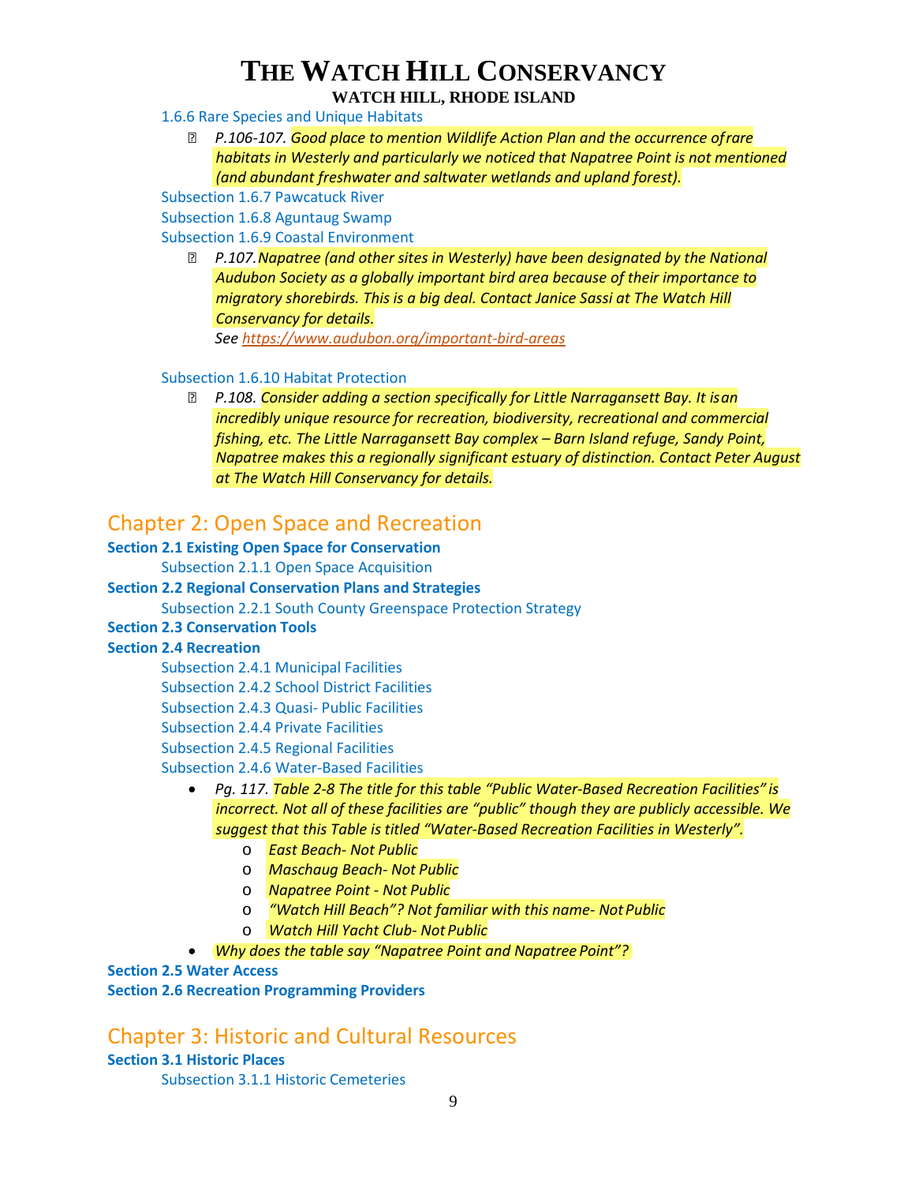1.6.6 Rare Species and Unique Habitats

- *P.106-107. Good place to mention Wildlife Action Plan and the occurrence of rare habitats in Westerly and particularly we noticed that Napatree Point is not mentioned (and abundant freshwater and saltwater wetlands and upland forest).*

Subsection 1.6.7 Pawcatuck River

Subsection 1.6.8 Aguntaug Swamp

Subsection 1.6.9 Coastal Environment

- *P.107. Napatree (and other sites in Westerly) have been designated by the National Audubon Society as a globally important bird area because of their importance to migratory shorebirds. This is a big deal. Contact Janice Sassi at The Watch Hill Conservancy for details.*
  *See https://www.audubon.org/important-bird-areas*

Subsection 1.6.10 Habitat Protection

- *P.108. Consider adding a section specifically for Little Narragansett Bay. It is an incredibly unique resource for recreation, biodiversity, recreational and commercial fishing, etc. The Little Narragansett Bay complex – Barn Island refuge, Sandy Point, Napatree makes this a regionally significant estuary of distinction. Contact Peter August at The Watch Hill Conservancy for details.*

## Chapter 2: Open Space and Recreation

**Section 2.1 Existing Open Space for Conservation**

Subsection 2.1.1 Open Space Acquisition

**Section 2.2 Regional Conservation Plans and Strategies**

Subsection 2.2.1 South County Greenspace Protection Strategy

**Section 2.3 Conservation Tools**

**Section 2.4 Recreation**

Subsection 2.4.1 Municipal Facilities

Subsection 2.4.2 School District Facilities

Subsection 2.4.3 Quasi- Public Facilities

Subsection 2.4.4 Private Facilities

Subsection 2.4.5 Regional Facilities

Subsection 2.4.6 Water-Based Facilities

- *Pg. 117. Table 2-8 The title for this table "Public Water-Based Recreation Facilities" is incorrect. Not all of these facilities are "public" though they are publicly accessible. We suggest that this Table is titled "Water-Based Recreation Facilities in Westerly".*
  - *East Beach- Not Public*
  - *Maschaug Beach- Not Public*
  - *Napatree Point - Not Public*
  - *"Watch Hill Beach"? Not familiar with this name- Not Public*
  - *Watch Hill Yacht Club- Not Public*
- *Why does the table say "Napatree Point and Napatree Point"?*

**Section 2.5 Water Access**

**Section 2.6 Recreation Programming Providers**

## Chapter 3: Historic and Cultural Resources

**Section 3.1 Historic Places**

Subsection 3.1.1 Historic Cemeteries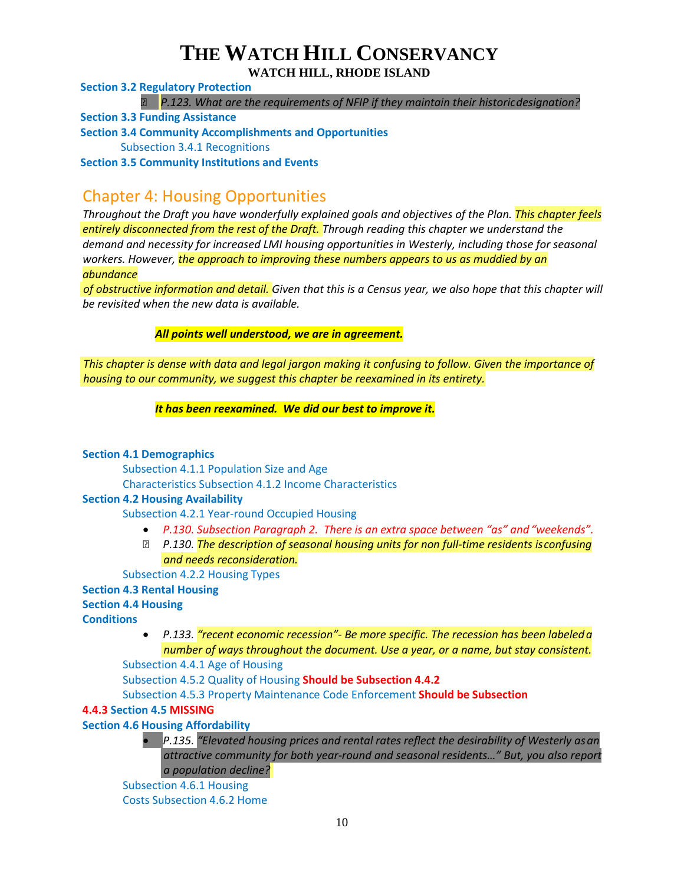# THE WATCH HILL CONSERVANCY

**WATCH HILL, RHODE ISLAND**

**Section 3.2 Regulatory Protection**

- *P.123. What are the requirements of NFIP if they maintain their historicdesignation?*

**Section 3.3 Funding Assistance**

**Section 3.4 Community Accomplishments and Opportunities**

Subsection 3.4.1 Recognitions

**Section 3.5 Community Institutions and Events**

## Chapter 4: Housing Opportunities

*Throughout the Draft you have wonderfully explained goals and objectives of the Plan. This chapter feels entirely disconnected from the rest of the Draft. Through reading this chapter we understand the demand and necessity for increased LMI housing opportunities in Westerly, including those for seasonal workers. However, the approach to improving these numbers appears to us as muddied by an abundance of obstructive information and detail. Given that this is a Census year, we also hope that this chapter will be revisited when the new data is available.*

***All points well understood, we are in agreement.***

*This chapter is dense with data and legal jargon making it confusing to follow. Given the importance of housing to our community, we suggest this chapter be reexamined in its entirety.*

***It has been reexamined. We did our best to improve it.***

**Section 4.1 Demographics**

Subsection 4.1.1 Population Size and Age

Characteristics Subsection 4.1.2 Income Characteristics

**Section 4.2 Housing Availability**

Subsection 4.2.1 Year-round Occupied Housing

- *P.130. Subsection Paragraph 2. There is an extra space between "as" and "weekends".*
- *P.130. The description of seasonal housing units for non full-time residents isconfusing and needs reconsideration.*

Subsection 4.2.2 Housing Types

**Section 4.3 Rental Housing**

**Section 4.4 Housing Conditions**

- *P.133. "recent economic recession"- Be more specific. The recession has been labeleda number of ways throughout the document. Use a year, or a name, but stay consistent.*

Subsection 4.4.1 Age of Housing

Subsection 4.5.2 Quality of Housing **Should be Subsection 4.4.2**

Subsection 4.5.3 Property Maintenance Code Enforcement **Should be Subsection 4.4.3**

**Section 4.5 MISSING**

**Section 4.6 Housing Affordability**

- *P.135. "Elevated housing prices and rental rates reflect the desirability of Westerly asan attractive community for both year-round and seasonal residents…" But, you also report a population decline?*

Subsection 4.6.1 Housing Costs

Subsection 4.6.2 Home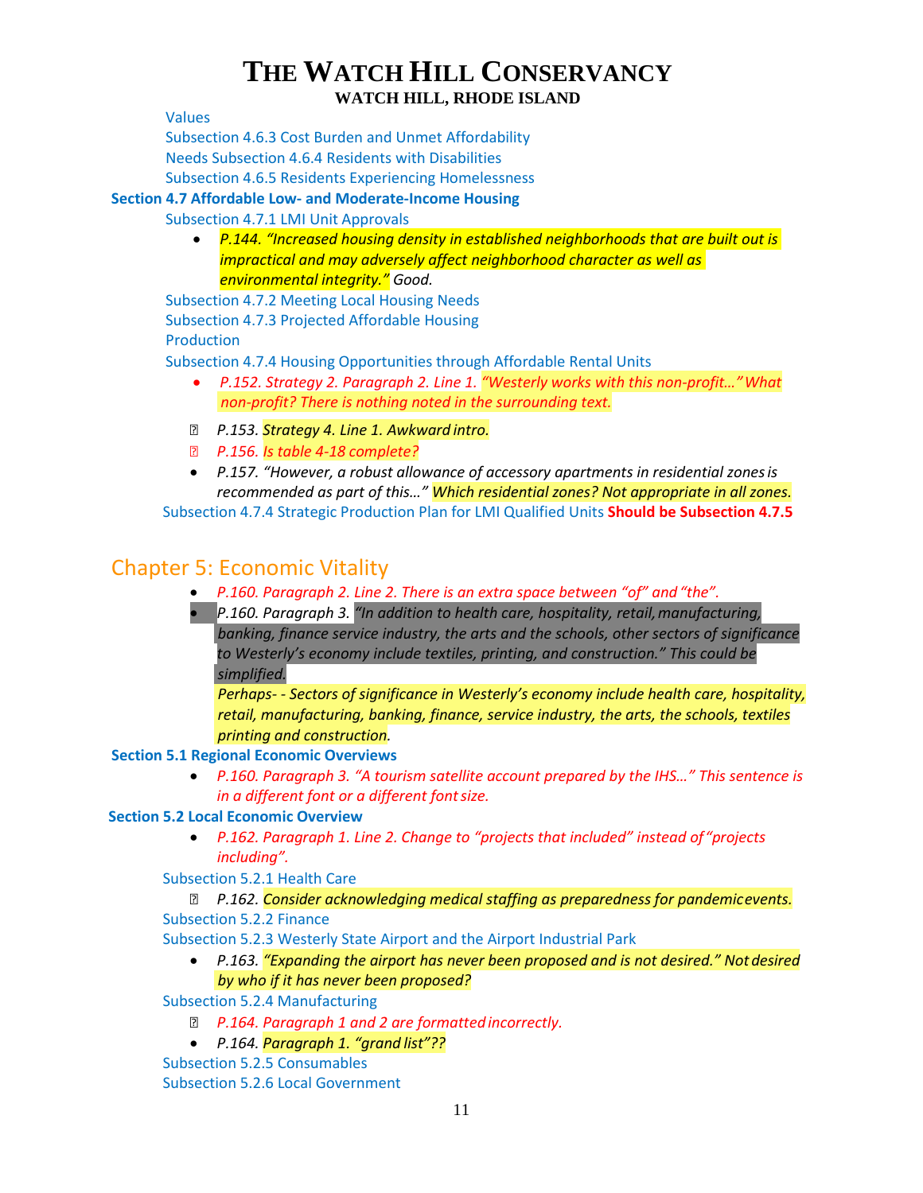# THE WATCH HILL CONSERVANCY

**WATCH HILL, RHODE ISLAND**

Values

Subsection 4.6.3 Cost Burden and Unmet Affordability

Needs Subsection 4.6.4 Residents with Disabilities

Subsection 4.6.5 Residents Experiencing Homelessness

**Section 4.7 Affordable Low- and Moderate-Income Housing**

Subsection 4.7.1 LMI Unit Approvals

- *P.144. "Increased housing density in established neighborhoods that are built out is impractical and may adversely affect neighborhood character as well as environmental integrity." Good.*

Subsection 4.7.2 Meeting Local Housing Needs

Subsection 4.7.3 Projected Affordable Housing Production

Subsection 4.7.4 Housing Opportunities through Affordable Rental Units

- *P.152. Strategy 2. Paragraph 2. Line 1. "Westerly works with this non-profit…" What non-profit? There is nothing noted in the surrounding text.*
- *P.153. Strategy 4. Line 1. Awkward intro.*
- *P.156. Is table 4-18 complete?*
- *P.157. "However, a robust allowance of accessory apartments in residential zones is recommended as part of this…" Which residential zones? Not appropriate in all zones.*

Subsection 4.7.4 Strategic Production Plan for LMI Qualified Units **Should be Subsection 4.7.5**

## Chapter 5: Economic Vitality

- *P.160. Paragraph 2. Line 2. There is an extra space between "of" and "the".*
- *P.160. Paragraph 3. "In addition to health care, hospitality, retail, manufacturing, banking, finance service industry, the arts and the schools, other sectors of significance to Westerly's economy include textiles, printing, and construction." This could be simplified.*
  *Perhaps- - Sectors of significance in Westerly's economy include health care, hospitality, retail, manufacturing, banking, finance, service industry, the arts, the schools, textiles printing and construction.*

**Section 5.1 Regional Economic Overviews**

- *P.160. Paragraph 3. "A tourism satellite account prepared by the IHS…" This sentence is in a different font or a different font size.*

**Section 5.2 Local Economic Overview**

- *P.162. Paragraph 1. Line 2. Change to "projects that included" instead of "projects including".*

Subsection 5.2.1 Health Care

- *P.162. Consider acknowledging medical staffing as preparedness for pandemic events.*

Subsection 5.2.2 Finance

Subsection 5.2.3 Westerly State Airport and the Airport Industrial Park

- *P.163. "Expanding the airport has never been proposed and is not desired." Not desired by who if it has never been proposed?*

Subsection 5.2.4 Manufacturing

- *P.164. Paragraph 1 and 2 are formatted incorrectly.*
- *P.164. Paragraph 1. "grand list"??*

Subsection 5.2.5 Consumables

Subsection 5.2.6 Local Government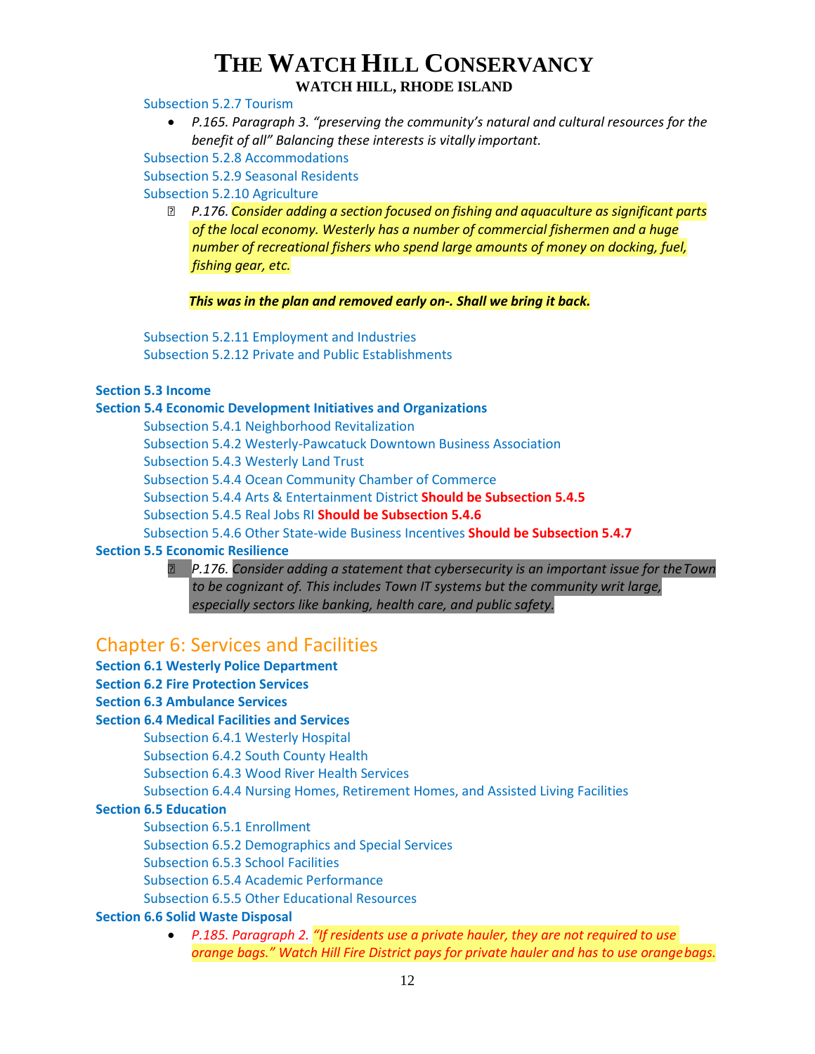Subsection 5.2.7 Tourism

- *P.165. Paragraph 3. "preserving the community's natural and cultural resources for the benefit of all" Balancing these interests is vitally important.*

Subsection 5.2.8 Accommodations

Subsection 5.2.9 Seasonal Residents

Subsection 5.2.10 Agriculture

- *P.176. Consider adding a section focused on fishing and aquaculture as significant parts of the local economy. Westerly has a number of commercial fishermen and a huge number of recreational fishers who spend large amounts of money on docking, fuel, fishing gear, etc.*

  ***This was in the plan and removed early on-. Shall we bring it back.***

Subsection 5.2.11 Employment and Industries

Subsection 5.2.12 Private and Public Establishments

**Section 5.3 Income**

**Section 5.4 Economic Development Initiatives and Organizations**

Subsection 5.4.1 Neighborhood Revitalization

Subsection 5.4.2 Westerly-Pawcatuck Downtown Business Association

Subsection 5.4.3 Westerly Land Trust

Subsection 5.4.4 Ocean Community Chamber of Commerce

Subsection 5.4.4 Arts & Entertainment District **Should be Subsection 5.4.5**

Subsection 5.4.5 Real Jobs RI **Should be Subsection 5.4.6**

Subsection 5.4.6 Other State-wide Business Incentives **Should be Subsection 5.4.7**

**Section 5.5 Economic Resilience**

- *P.176. Consider adding a statement that cybersecurity is an important issue for the Town to be cognizant of. This includes Town IT systems but the community writ large, especially sectors like banking, health care, and public safety.*

## Chapter 6: Services and Facilities

**Section 6.1 Westerly Police Department**

**Section 6.2 Fire Protection Services**

**Section 6.3 Ambulance Services**

**Section 6.4 Medical Facilities and Services**

Subsection 6.4.1 Westerly Hospital

Subsection 6.4.2 South County Health

Subsection 6.4.3 Wood River Health Services

Subsection 6.4.4 Nursing Homes, Retirement Homes, and Assisted Living Facilities

**Section 6.5 Education**

Subsection 6.5.1 Enrollment

Subsection 6.5.2 Demographics and Special Services

Subsection 6.5.3 School Facilities

Subsection 6.5.4 Academic Performance

Subsection 6.5.5 Other Educational Resources

**Section 6.6 Solid Waste Disposal**

- *P.185. Paragraph 2. "If residents use a private hauler, they are not required to use orange bags." Watch Hill Fire District pays for private hauler and has to use orange bags.*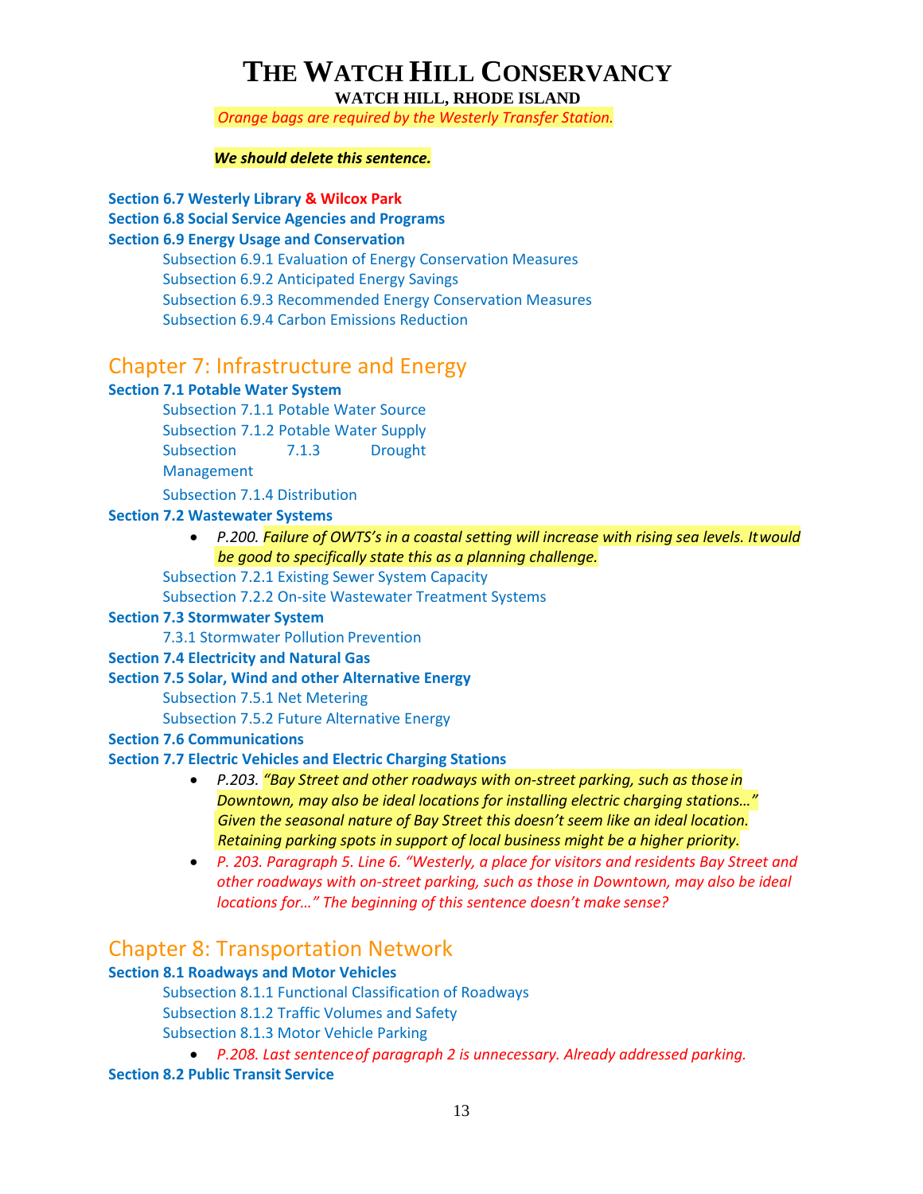# THE WATCH HILL CONSERVANCY

**WATCH HILL, RHODE ISLAND**

*Orange bags are required by the Westerly Transfer Station.*

***We should delete this sentence.***

**Section 6.7 Westerly Library & Wilcox Park**

**Section 6.8 Social Service Agencies and Programs**

**Section 6.9 Energy Usage and Conservation**

Subsection 6.9.1 Evaluation of Energy Conservation Measures
Subsection 6.9.2 Anticipated Energy Savings
Subsection 6.9.3 Recommended Energy Conservation Measures
Subsection 6.9.4 Carbon Emissions Reduction

## Chapter 7: Infrastructure and Energy

**Section 7.1 Potable Water System**

Subsection 7.1.1 Potable Water Source
Subsection 7.1.2 Potable Water Supply
Subsection 7.1.3 Drought Management
Subsection 7.1.4 Distribution

**Section 7.2 Wastewater Systems**

- *P.200. Failure of OWTS's in a coastal setting will increase with rising sea levels. It would be good to specifically state this as a planning challenge.*

Subsection 7.2.1 Existing Sewer System Capacity
Subsection 7.2.2 On-site Wastewater Treatment Systems

**Section 7.3 Stormwater System**

7.3.1 Stormwater Pollution Prevention

**Section 7.4 Electricity and Natural Gas**

**Section 7.5 Solar, Wind and other Alternative Energy**

Subsection 7.5.1 Net Metering
Subsection 7.5.2 Future Alternative Energy

**Section 7.6 Communications**

**Section 7.7 Electric Vehicles and Electric Charging Stations**

- *P.203. "Bay Street and other roadways with on-street parking, such as those in Downtown, may also be ideal locations for installing electric charging stations…" Given the seasonal nature of Bay Street this doesn't seem like an ideal location. Retaining parking spots in support of local business might be a higher priority.*
- *P. 203. Paragraph 5. Line 6. "Westerly, a place for visitors and residents Bay Street and other roadways with on-street parking, such as those in Downtown, may also be ideal locations for…" The beginning of this sentence doesn't make sense?*

## Chapter 8: Transportation Network

**Section 8.1 Roadways and Motor Vehicles**

Subsection 8.1.1 Functional Classification of Roadways
Subsection 8.1.2 Traffic Volumes and Safety
Subsection 8.1.3 Motor Vehicle Parking

- *P.208. Last sentence of paragraph 2 is unnecessary. Already addressed parking.*

**Section 8.2 Public Transit Service**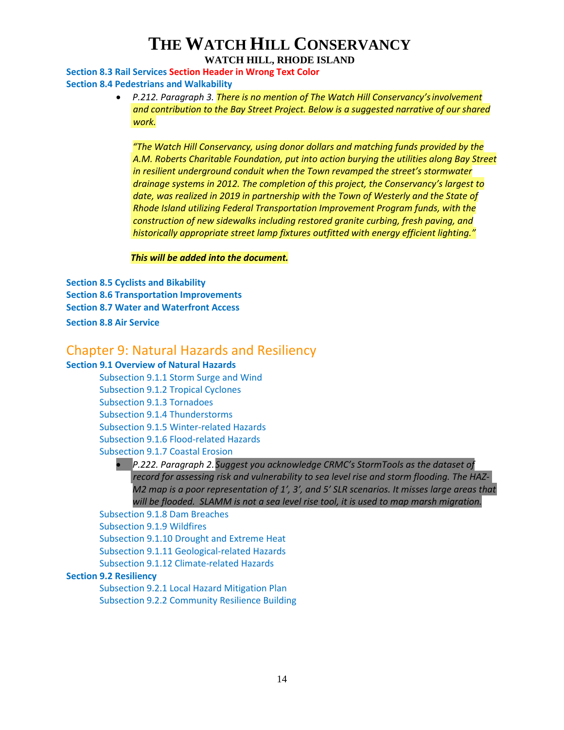# THE WATCH HILL CONSERVANCY

**WATCH HILL, RHODE ISLAND**

**Section 8.3 Rail Services** **Section Header in Wrong Text Color**

**Section 8.4 Pedestrians and Walkability**

- *P.212. Paragraph 3. There is no mention of The Watch Hill Conservancy's involvement and contribution to the Bay Street Project. Below is a suggested narrative of our shared work.*

  *"The Watch Hill Conservancy, using donor dollars and matching funds provided by the A.M. Roberts Charitable Foundation, put into action burying the utilities along Bay Street in resilient underground conduit when the Town revamped the street's stormwater drainage systems in 2012. The completion of this project, the Conservancy's largest to date, was realized in 2019 in partnership with the Town of Westerly and the State of Rhode Island utilizing Federal Transportation Improvement Program funds, with the construction of new sidewalks including restored granite curbing, fresh paving, and historically appropriate street lamp fixtures outfitted with energy efficient lighting."*

  ***This will be added into the document.***

**Section 8.5 Cyclists and Bikability**

**Section 8.6 Transportation Improvements**

**Section 8.7 Water and Waterfront Access**

**Section 8.8 Air Service**

## Chapter 9: Natural Hazards and Resiliency

**Section 9.1 Overview of Natural Hazards**

Subsection 9.1.1 Storm Surge and Wind

Subsection 9.1.2 Tropical Cyclones

Subsection 9.1.3 Tornadoes

Subsection 9.1.4 Thunderstorms

Subsection 9.1.5 Winter-related Hazards

Subsection 9.1.6 Flood-related Hazards

Subsection 9.1.7 Coastal Erosion

- *P.222. Paragraph 2. Suggest you acknowledge CRMC's StormTools as the dataset of record for assessing risk and vulnerability to sea level rise and storm flooding. The HAZ-M2 map is a poor representation of 1', 3', and 5' SLR scenarios. It misses large areas that will be flooded. SLAMM is not a sea level rise tool, it is used to map marsh migration.*

Subsection 9.1.8 Dam Breaches

Subsection 9.1.9 Wildfires

Subsection 9.1.10 Drought and Extreme Heat

Subsection 9.1.11 Geological-related Hazards

Subsection 9.1.12 Climate-related Hazards

**Section 9.2 Resiliency**

Subsection 9.2.1 Local Hazard Mitigation Plan

Subsection 9.2.2 Community Resilience Building